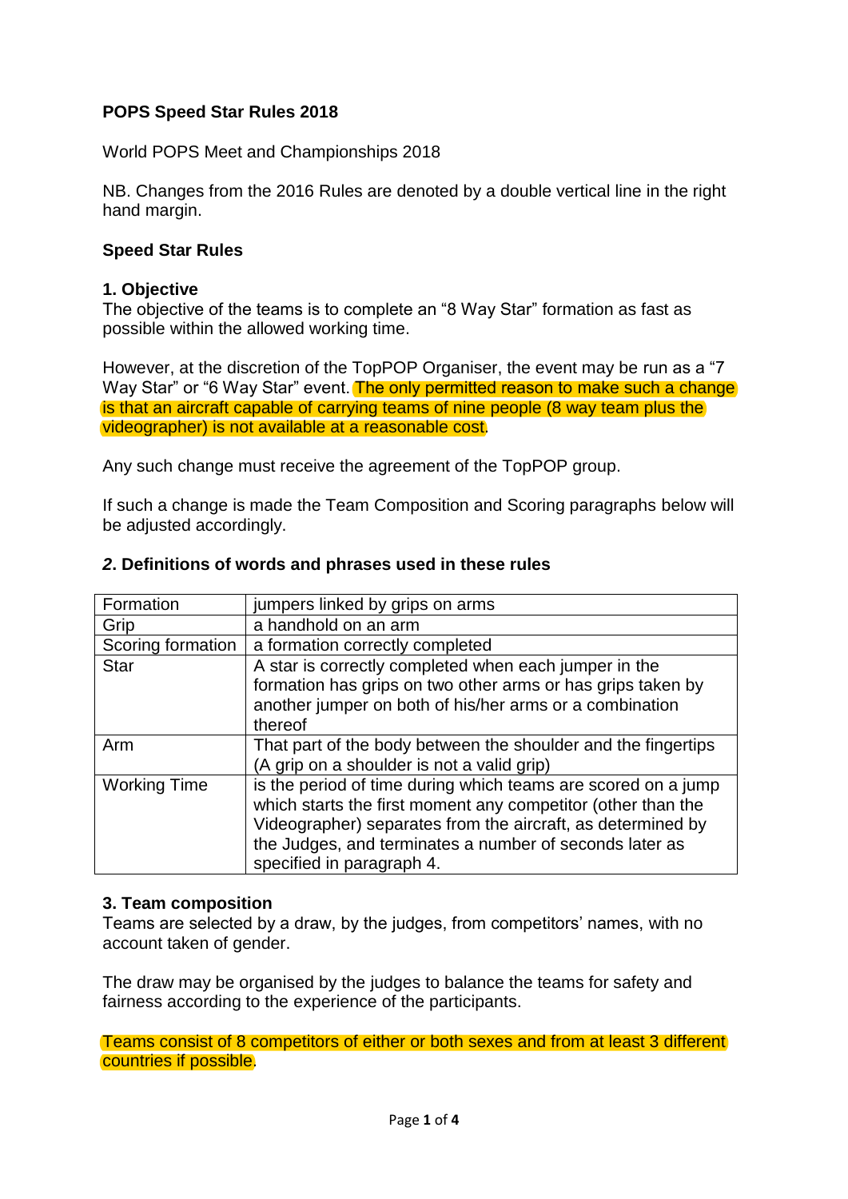**POPS Speed Star Rules 2018**

World POPS Meet and Championships 2018

NB. Changes from the 2016 Rules are denoted by a double vertical line in the right hand margin.

**Speed Star Rules**

**1. Objective**

The objective of the teams is to complete an "8 Way Star" formation as fast as possible within the allowed working time.

However, at the discretion of the TopPOP Organiser, the event may be run as a "7 Way Star" or "6 Way Star" event. The only permitted reason to make such a change is that an aircraft capable of carrying teams of nine people (8 way team plus the videographer) is not available at a reasonable cost.

Any such change must receive the agreement of the TopPOP group.

If such a change is made the Team Composition and Scoring paragraphs below will be adjusted accordingly.

***2*. Definitions of words and phrases used in these rules**

| Formation | jumpers linked by grips on arms |
|---|---|
| Grip | a handhold on an arm |
| Scoring formation | a formation correctly completed |
| Star | A star is correctly completed when each jumper in the formation has grips on two other arms or has grips taken by another jumper on both of his/her arms or a combination thereof |
| Arm | That part of the body between the shoulder and the fingertips (A grip on a shoulder is not a valid grip) |
| Working Time | is the period of time during which teams are scored on a jump which starts the first moment any competitor (other than the Videographer) separates from the aircraft, as determined by the Judges, and terminates a number of seconds later as specified in paragraph 4. |

**3. Team composition**

Teams are selected by a draw, by the judges, from competitors' names, with no account taken of gender.

The draw may be organised by the judges to balance the teams for safety and fairness according to the experience of the participants.

Teams consist of 8 competitors of either or both sexes and from at least 3 different countries if possible.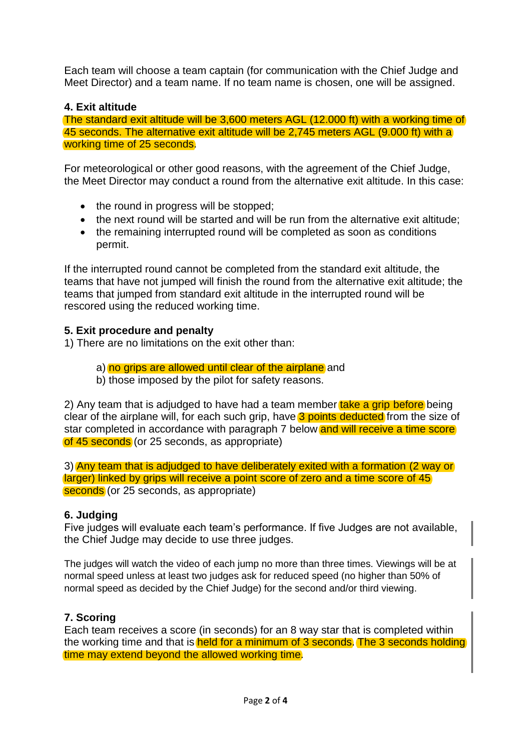Each team will choose a team captain (for communication with the Chief Judge and Meet Director) and a team name. If no team name is chosen, one will be assigned.

**4. Exit altitude**

The standard exit altitude will be 3,600 meters AGL (12.000 ft) with a working time of 45 seconds. The alternative exit altitude will be 2,745 meters AGL (9.000 ft) with a working time of 25 seconds.

For meteorological or other good reasons, with the agreement of the Chief Judge, the Meet Director may conduct a round from the alternative exit altitude. In this case:

- the round in progress will be stopped;
- the next round will be started and will be run from the alternative exit altitude;
- the remaining interrupted round will be completed as soon as conditions permit.

If the interrupted round cannot be completed from the standard exit altitude, the teams that have not jumped will finish the round from the alternative exit altitude; the teams that jumped from standard exit altitude in the interrupted round will be rescored using the reduced working time.

**5. Exit procedure and penalty**

1) There are no limitations on the exit other than:

a) no grips are allowed until clear of the airplane and
b) those imposed by the pilot for safety reasons.

2) Any team that is adjudged to have had a team member take a grip before being clear of the airplane will, for each such grip, have 3 points deducted from the size of star completed in accordance with paragraph 7 below and will receive a time score of 45 seconds (or 25 seconds, as appropriate)

3) Any team that is adjudged to have deliberately exited with a formation (2 way or larger) linked by grips will receive a point score of zero and a time score of 45 seconds (or 25 seconds, as appropriate)

**6. Judging**

Five judges will evaluate each team's performance. If five Judges are not available, the Chief Judge may decide to use three judges.

The judges will watch the video of each jump no more than three times. Viewings will be at normal speed unless at least two judges ask for reduced speed (no higher than 50% of normal speed as decided by the Chief Judge) for the second and/or third viewing.

**7. Scoring**

Each team receives a score (in seconds) for an 8 way star that is completed within the working time and that is held for a minimum of 3 seconds. The 3 seconds holding time may extend beyond the allowed working time.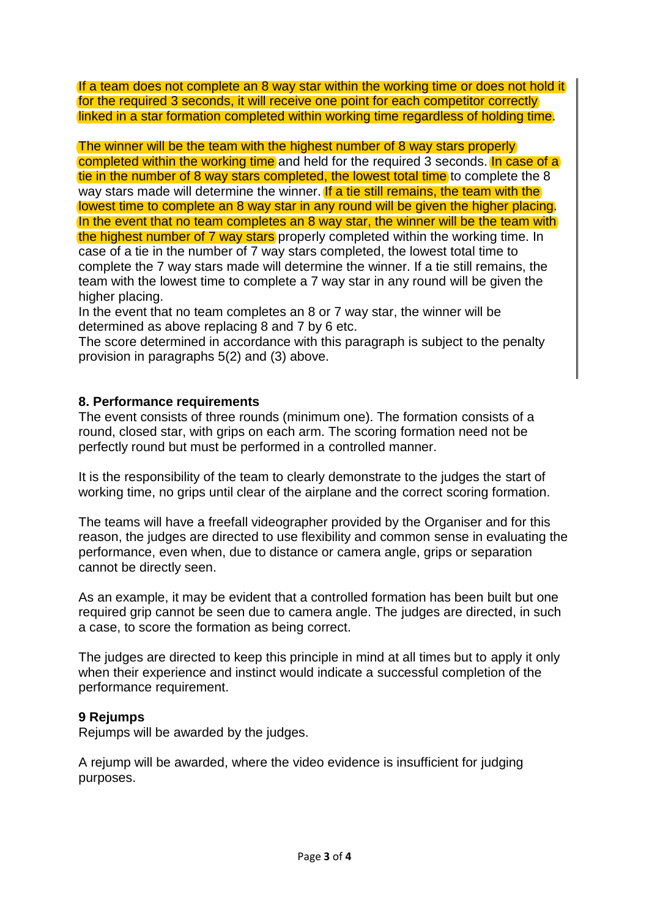If a team does not complete an 8 way star within the working time or does not hold it for the required 3 seconds, it will receive one point for each competitor correctly linked in a star formation completed within working time regardless of holding time.

The winner will be the team with the highest number of 8 way stars properly completed within the working time and held for the required 3 seconds. In case of a tie in the number of 8 way stars completed, the lowest total time to complete the 8 way stars made will determine the winner. If a tie still remains, the team with the lowest time to complete an 8 way star in any round will be given the higher placing. In the event that no team completes an 8 way star, the winner will be the team with the highest number of 7 way stars properly completed within the working time. In case of a tie in the number of 7 way stars completed, the lowest total time to complete the 7 way stars made will determine the winner. If a tie still remains, the team with the lowest time to complete a 7 way star in any round will be given the higher placing.
In the event that no team completes an 8 or 7 way star, the winner will be determined as above replacing 8 and 7 by 6 etc.
The score determined in accordance with this paragraph is subject to the penalty provision in paragraphs 5(2) and (3) above.

**8. Performance requirements**
The event consists of three rounds (minimum one). The formation consists of a round, closed star, with grips on each arm. The scoring formation need not be perfectly round but must be performed in a controlled manner.

It is the responsibility of the team to clearly demonstrate to the judges the start of working time, no grips until clear of the airplane and the correct scoring formation.

The teams will have a freefall videographer provided by the Organiser and for this reason, the judges are directed to use flexibility and common sense in evaluating the performance, even when, due to distance or camera angle, grips or separation cannot be directly seen.

As an example, it may be evident that a controlled formation has been built but one required grip cannot be seen due to camera angle. The judges are directed, in such a case, to score the formation as being correct.

The judges are directed to keep this principle in mind at all times but to apply it only when their experience and instinct would indicate a successful completion of the performance requirement.

**9 Rejumps**
Rejumps will be awarded by the judges.

A rejump will be awarded, where the video evidence is insufficient for judging purposes.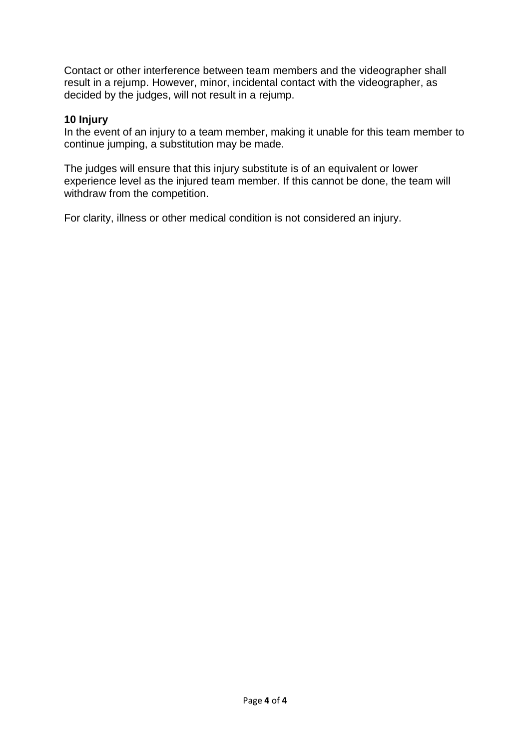Contact or other interference between team members and the videographer shall result in a rejump. However, minor, incidental contact with the videographer, as decided by the judges, will not result in a rejump.

### 10 Injury

In the event of an injury to a team member, making it unable for this team member to continue jumping, a substitution may be made.

The judges will ensure that this injury substitute is of an equivalent or lower experience level as the injured team member. If this cannot be done, the team will withdraw from the competition.

For clarity, illness or other medical condition is not considered an injury.